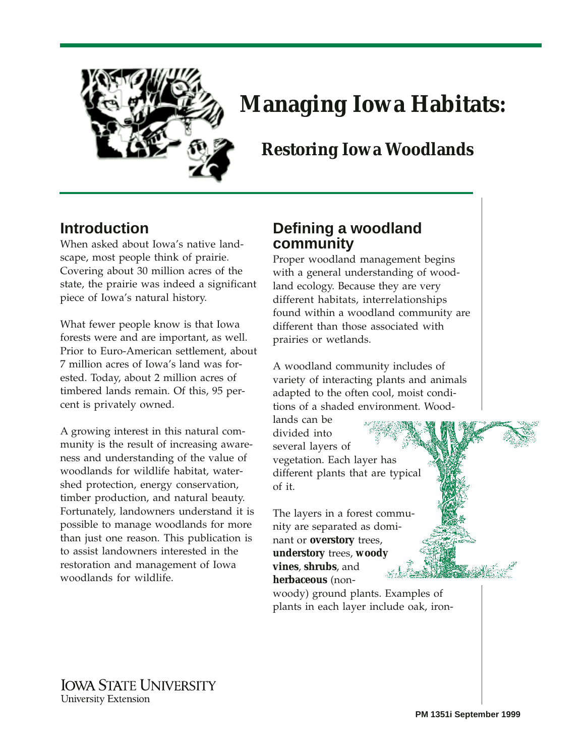# Managing Iowa Habitats:

## Restoring Iowa Woodlands

## Introduction

When asked about Iowa's native landscape, most people think of prairie. Covering about 30 million acres of the state, the prairie was indeed a significant piece of Iowa's natural history.

What fewer people know is that Iowa forests were and are important, as well. Prior to Euro-American settlement, about 7 million acres of Iowa's land was forested. Today, about 2 million acres of timbered lands remain. Of this, 95 percent is privately owned.

A growing interest in this natural community is the result of increasing awareness and understanding of the value of woodlands for wildlife habitat, watershed protection, energy conservation, timber production, and natural beauty. Fortunately, landowners understand it is possible to manage woodlands for more than just one reason. This publication is to assist landowners interested in the restoration and management of Iowa woodlands for wildlife.

## Defining a woodland community

Proper woodland management begins with a general understanding of woodland ecology. Because they are very different habitats, interrelationships found within a woodland community are different than those associated with prairies or wetlands.

A woodland community includes of variety of interacting plants and animals adapted to the often cool, moist conditions of a shaded environment. Woodlands can be divided into several layers of vegetation. Each layer has different plants that are typical of it.

The layers in a forest community are separated as dominant or **overstory** trees, **understory** trees, **woody vines**, **shrubs**, and **herbaceous** (non-woody) ground plants. Examples of plants in each layer include oak, iron-

IOWA STATE UNIVERSITY
University Extension

PM 1351i September 1999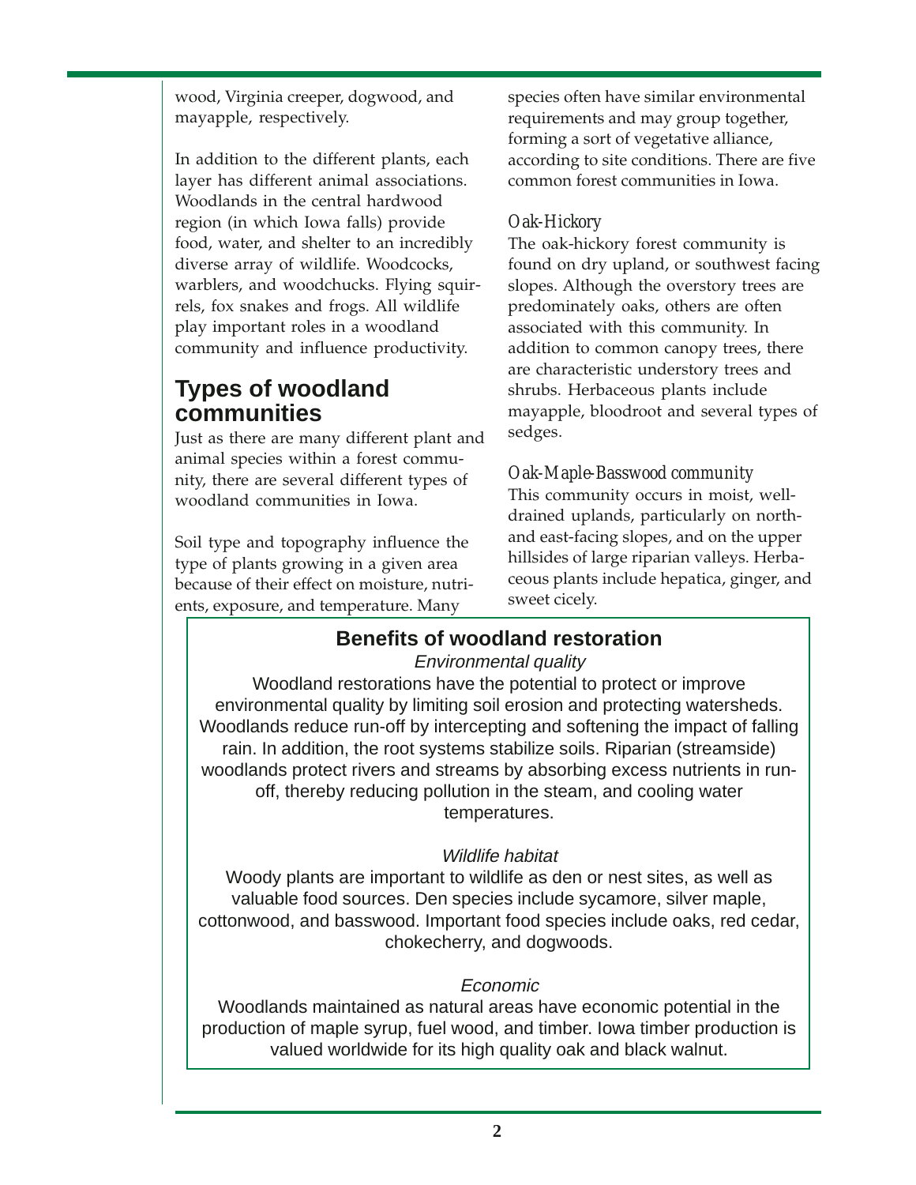wood, Virginia creeper, dogwood, and mayapple, respectively.

In addition to the different plants, each layer has different animal associations. Woodlands in the central hardwood region (in which Iowa falls) provide food, water, and shelter to an incredibly diverse array of wildlife. Woodcocks, warblers, and woodchucks. Flying squirrels, fox snakes and frogs. All wildlife play important roles in a woodland community and influence productivity.

## Types of woodland communities

Just as there are many different plant and animal species within a forest community, there are several different types of woodland communities in Iowa.

Soil type and topography influence the type of plants growing in a given area because of their effect on moisture, nutrients, exposure, and temperature. Many species often have similar environmental requirements and may group together, forming a sort of vegetative alliance, according to site conditions. There are five common forest communities in Iowa.

### *Oak-Hickory*

The oak-hickory forest community is found on dry upland, or southwest facing slopes. Although the overstory trees are predominately oaks, others are often associated with this community. In addition to common canopy trees, there are characteristic understory trees and shrubs. Herbaceous plants include mayapple, bloodroot and several types of sedges.

### *Oak-Maple-Basswood community*

This community occurs in moist, well-drained uplands, particularly on north- and east-facing slopes, and on the upper hillsides of large riparian valleys. Herbaceous plants include hepatica, ginger, and sweet cicely.

## Benefits of woodland restoration

*Environmental quality*

Woodland restorations have the potential to protect or improve environmental quality by limiting soil erosion and protecting watersheds. Woodlands reduce run-off by intercepting and softening the impact of falling rain. In addition, the root systems stabilize soils. Riparian (streamside) woodlands protect rivers and streams by absorbing excess nutrients in run-off, thereby reducing pollution in the steam, and cooling water temperatures.

*Wildlife habitat*

Woody plants are important to wildlife as den or nest sites, as well as valuable food sources. Den species include sycamore, silver maple, cottonwood, and basswood. Important food species include oaks, red cedar, chokecherry, and dogwoods.

*Economic*

Woodlands maintained as natural areas have economic potential in the production of maple syrup, fuel wood, and timber. Iowa timber production is valued worldwide for its high quality oak and black walnut.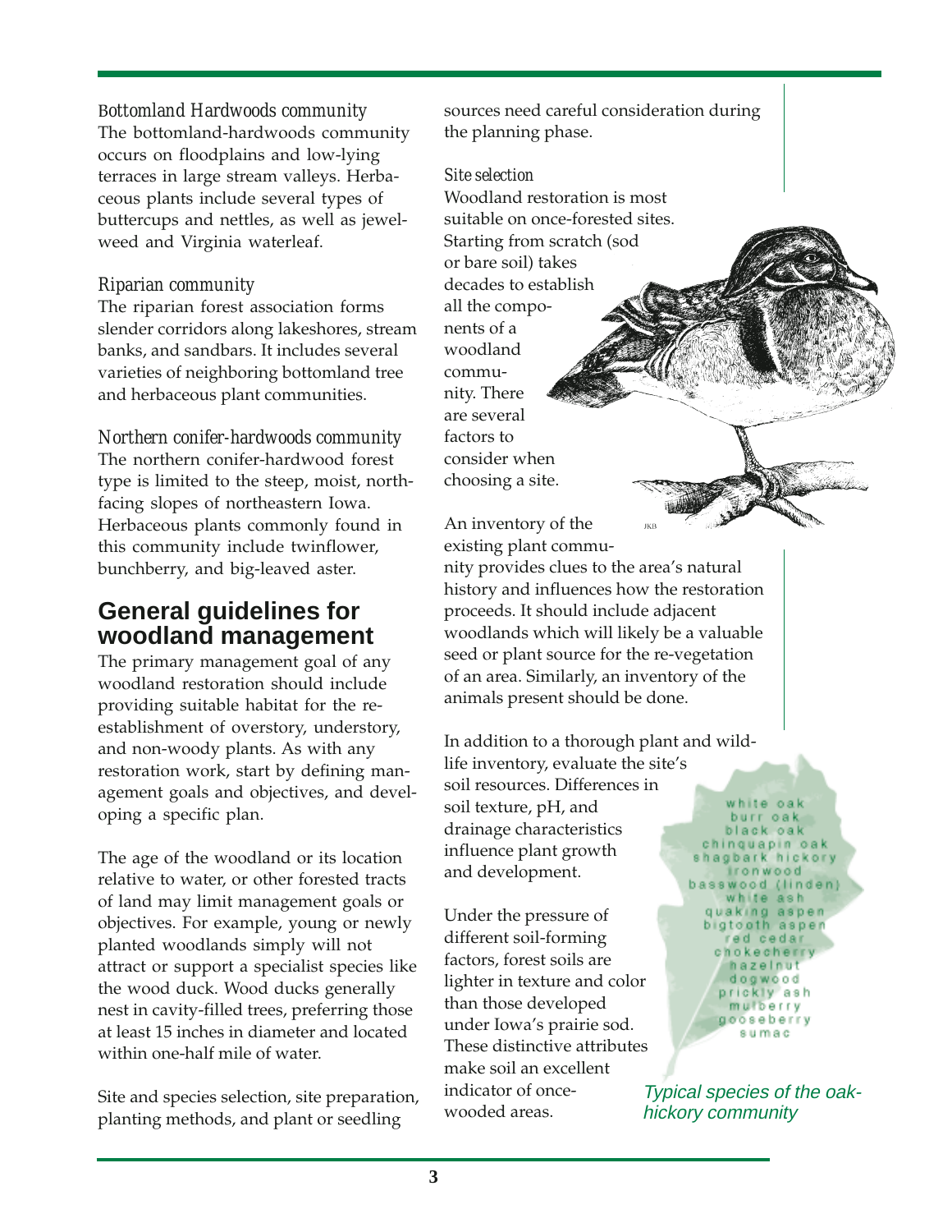*Bottomland Hardwoods community*

The bottomland-hardwoods community occurs on floodplains and low-lying terraces in large stream valleys. Herbaceous plants include several types of buttercups and nettles, as well as jewelweed and Virginia waterleaf.

*Riparian community*

The riparian forest association forms slender corridors along lakeshores, stream banks, and sandbars. It includes several varieties of neighboring bottomland tree and herbaceous plant communities.

*Northern conifer-hardwoods community*

The northern conifer-hardwood forest type is limited to the steep, moist, north-facing slopes of northeastern Iowa. Herbaceous plants commonly found in this community include twinflower, bunchberry, and big-leaved aster.

## General guidelines for woodland management

The primary management goal of any woodland restoration should include providing suitable habitat for the re-establishment of overstory, understory, and non-woody plants. As with any restoration work, start by defining management goals and objectives, and developing a specific plan.

The age of the woodland or its location relative to water, or other forested tracts of land may limit management goals or objectives. For example, young or newly planted woodlands simply will not attract or support a specialist species like the wood duck. Wood ducks generally nest in cavity-filled trees, preferring those at least 15 inches in diameter and located within one-half mile of water.

Site and species selection, site preparation, planting methods, and plant or seedling sources need careful consideration during the planning phase.

*Site selection*

Woodland restoration is most suitable on once-forested sites. Starting from scratch (sod or bare soil) takes decades to establish all the components of a woodland community. There are several factors to consider when choosing a site.

An inventory of the existing plant community provides clues to the area's natural history and influences how the restoration proceeds. It should include adjacent woodlands which will likely be a valuable seed or plant source for the re-vegetation of an area. Similarly, an inventory of the animals present should be done.

In addition to a thorough plant and wildlife inventory, evaluate the site's soil resources. Differences in soil texture, pH, and drainage characteristics influence plant growth and development.

Under the pressure of different soil-forming factors, forest soils are lighter in texture and color than those developed under Iowa's prairie sod. These distinctive attributes make soil an excellent indicator of once-wooded areas.

white oak
burr oak
black oak
chinquapin oak
shagbark hickory
ironwood
basswood (linden)
white ash
quaking aspen
bigtooth aspen
red cedar
chokecherry
hazelnut
dogwood
prickly ash
mulberry
gooseberry
sumac

*Typical species of the oak-hickory community*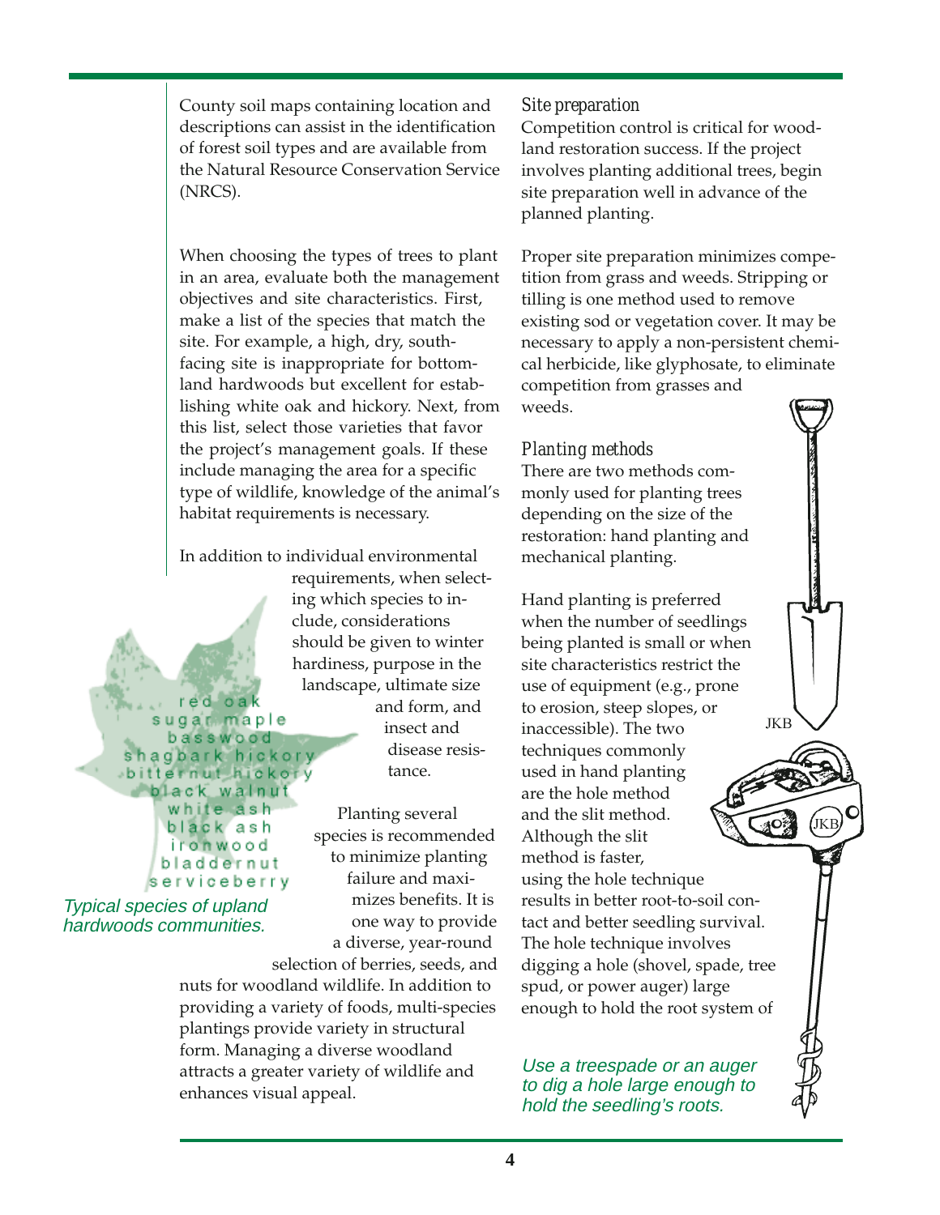County soil maps containing location and descriptions can assist in the identification of forest soil types and are available from the Natural Resource Conservation Service (NRCS).

When choosing the types of trees to plant in an area, evaluate both the management objectives and site characteristics. First, make a list of the species that match the site. For example, a high, dry, south-facing site is inappropriate for bottomland hardwoods but excellent for establishing white oak and hickory. Next, from this list, select those varieties that favor the project's management goals. If these include managing the area for a specific type of wildlife, knowledge of the animal's habitat requirements is necessary.

In addition to individual environmental requirements, when selecting which species to include, considerations should be given to winter hardiness, purpose in the landscape, ultimate size and form, and insect and disease resistance.

red oak
sugar maple
basswood
shagbark hickory
bitternut hickory
black walnut
white ash
black ash
ironwood
bladdernut
serviceberry

*Typical species of upland hardwoods communities.*

Planting several species is recommended to minimize planting failure and maximizes benefits. It is one way to provide a diverse, year-round selection of berries, seeds, and nuts for woodland wildlife. In addition to providing a variety of foods, multi-species plantings provide variety in structural form. Managing a diverse woodland attracts a greater variety of wildlife and enhances visual appeal.

### *Site preparation*

Competition control is critical for woodland restoration success. If the project involves planting additional trees, begin site preparation well in advance of the planned planting.

Proper site preparation minimizes competition from grass and weeds. Stripping or tilling is one method used to remove existing sod or vegetation cover. It may be necessary to apply a non-persistent chemical herbicide, like glyphosate, to eliminate competition from grasses and weeds.

### *Planting methods*

There are two methods commonly used for planting trees depending on the size of the restoration: hand planting and mechanical planting.

Hand planting is preferred when the number of seedlings being planted is small or when site characteristics restrict the use of equipment (e.g., prone to erosion, steep slopes, or inaccessible). The two techniques commonly used in hand planting are the hole method and the slit method. Although the slit method is faster, using the hole technique results in better root-to-soil contact and better seedling survival. The hole technique involves digging a hole (shovel, spade, tree spud, or power auger) large enough to hold the root system of

*Use a treespade or an auger to dig a hole large enough to hold the seedling's roots.*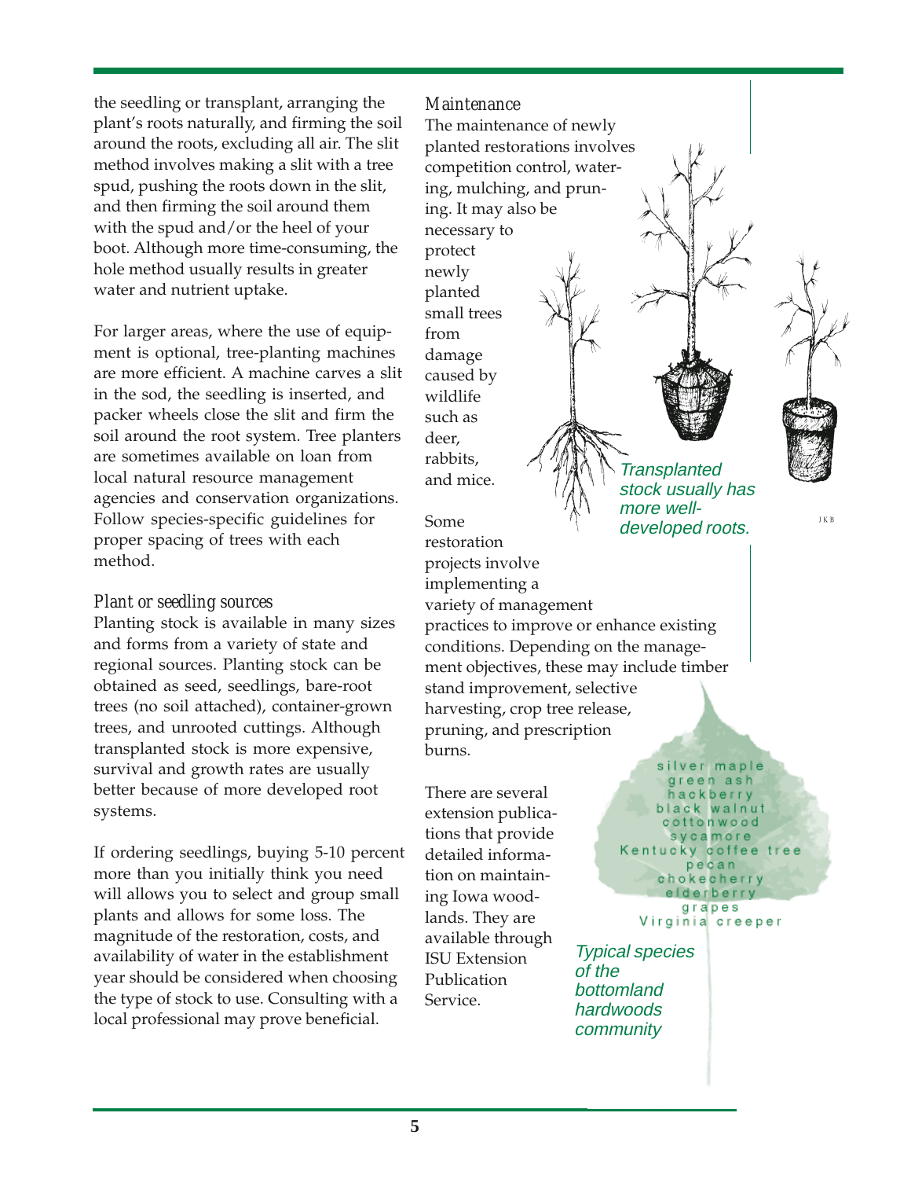the seedling or transplant, arranging the plant's roots naturally, and firming the soil around the roots, excluding all air. The slit method involves making a slit with a tree spud, pushing the roots down in the slit, and then firming the soil around them with the spud and/or the heel of your boot. Although more time-consuming, the hole method usually results in greater water and nutrient uptake.

For larger areas, where the use of equipment is optional, tree-planting machines are more efficient. A machine carves a slit in the sod, the seedling is inserted, and packer wheels close the slit and firm the soil around the root system. Tree planters are sometimes available on loan from local natural resource management agencies and conservation organizations. Follow species-specific guidelines for proper spacing of trees with each method.

### *Plant or seedling sources*

Planting stock is available in many sizes and forms from a variety of state and regional sources. Planting stock can be obtained as seed, seedlings, bare-root trees (no soil attached), container-grown trees, and unrooted cuttings. Although transplanted stock is more expensive, survival and growth rates are usually better because of more developed root systems.

If ordering seedlings, buying 5-10 percent more than you initially think you need will allows you to select and group small plants and allows for some loss. The magnitude of the restoration, costs, and availability of water in the establishment year should be considered when choosing the type of stock to use. Consulting with a local professional may prove beneficial.

### *Maintenance*

The maintenance of newly planted restorations involves competition control, watering, mulching, and pruning. It may also be necessary to protect newly planted small trees from damage caused by wildlife such as deer, rabbits, and mice.

Some restoration projects involve implementing a variety of management practices to improve or enhance existing conditions. Depending on the management objectives, these may include timber stand improvement, selective harvesting, crop tree release, pruning, and prescription burns.

There are several extension publications that provide detailed information on maintaining Iowa woodlands. They are available through ISU Extension Publication Service.

*Transplanted stock usually has more well-developed roots.*

silver maple
green ash
hackberry
black walnut
cottonwood
sycamore
Kentucky coffee tree
pecan
chokecherry
elderberry
grapes
Virginia creeper

*Typical species of the bottomland hardwoods community*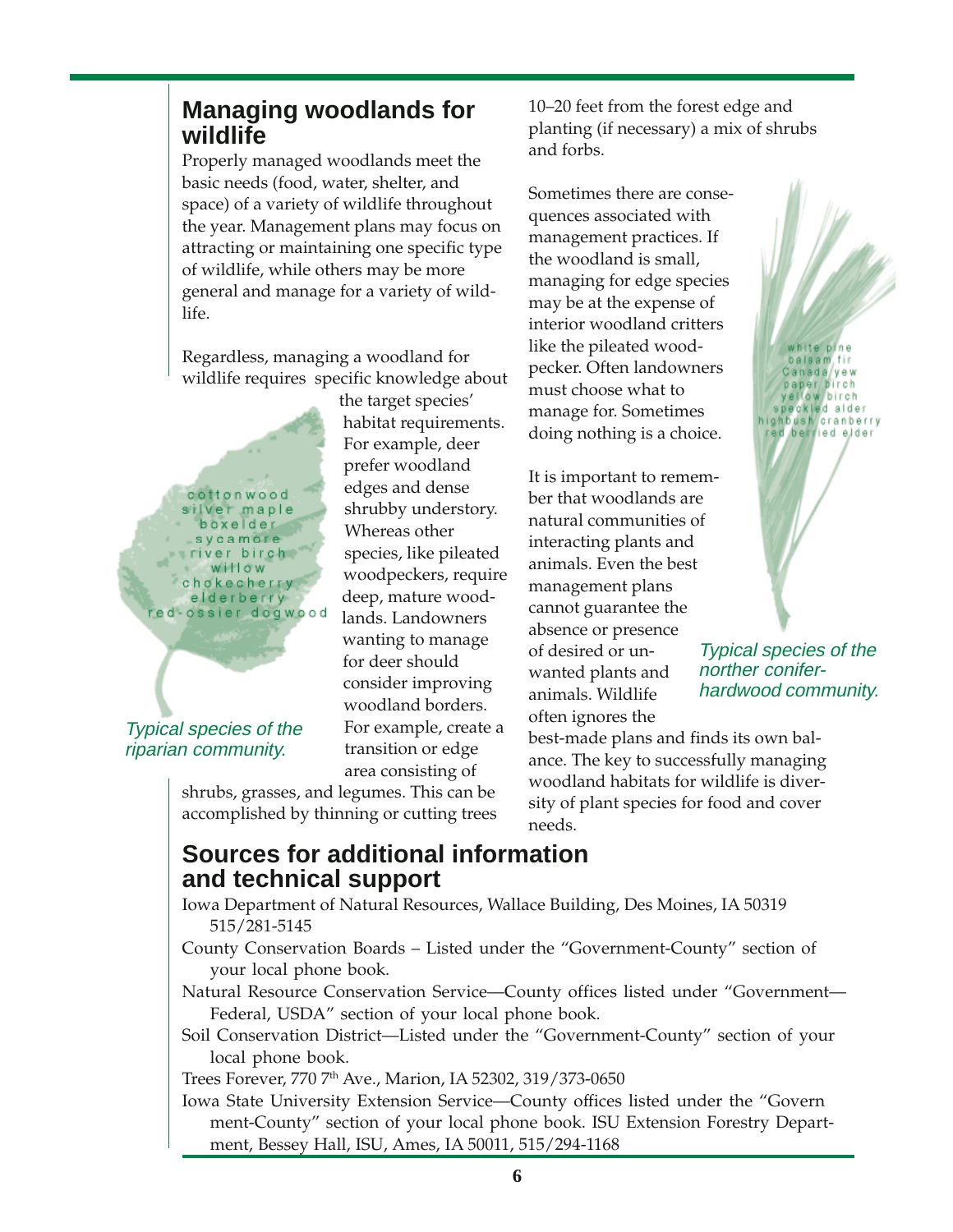## Managing woodlands for wildlife

Properly managed woodlands meet the basic needs (food, water, shelter, and space) of a variety of wildlife throughout the year. Management plans may focus on attracting or maintaining one specific type of wildlife, while others may be more general and manage for a variety of wildlife.

Regardless, managing a woodland for wildlife requires specific knowledge about the target species' habitat requirements. For example, deer prefer woodland edges and dense shrubby understory. Whereas other species, like pileated woodpeckers, require deep, mature woodlands. Landowners wanting to manage for deer should consider improving woodland borders. For example, create a transition or edge area consisting of shrubs, grasses, and legumes. This can be accomplished by thinning or cutting trees 10–20 feet from the forest edge and planting (if necessary) a mix of shrubs and forbs.

cottonwood
silver maple
boxelder
sycamore
river birch
willow
chokecherry
elderberry
red-ossier dogwood

*Typical species of the riparian community.*

Sometimes there are consequences associated with management practices. If the woodland is small, managing for edge species may be at the expense of interior woodland critters like the pileated woodpecker. Often landowners must choose what to manage for. Sometimes doing nothing is a choice.

It is important to remember that woodlands are natural communities of interacting plants and animals. Even the best management plans cannot guarantee the absence or presence of desired or unwanted plants and animals. Wildlife often ignores the best-made plans and finds its own balance. The key to successfully managing woodland habitats for wildlife is diversity of plant species for food and cover needs.

white pine
balsam fir
Canada yew
paper birch
yellow birch
speckled alder
highbush cranberry
red berried elder

*Typical species of the norther conifer-hardwood community.*

## Sources for additional information and technical support

Iowa Department of Natural Resources, Wallace Building, Des Moines, IA 50319 515/281-5145

County Conservation Boards – Listed under the "Government-County" section of your local phone book.

Natural Resource Conservation Service—County offices listed under "Government—Federal, USDA" section of your local phone book.

Soil Conservation District—Listed under the "Government-County" section of your local phone book.

Trees Forever, 770 7th Ave., Marion, IA 52302, 319/373-0650

Iowa State University Extension Service—County offices listed under the "Government-County" section of your local phone book. ISU Extension Forestry Department, Bessey Hall, ISU, Ames, IA 50011, 515/294-1168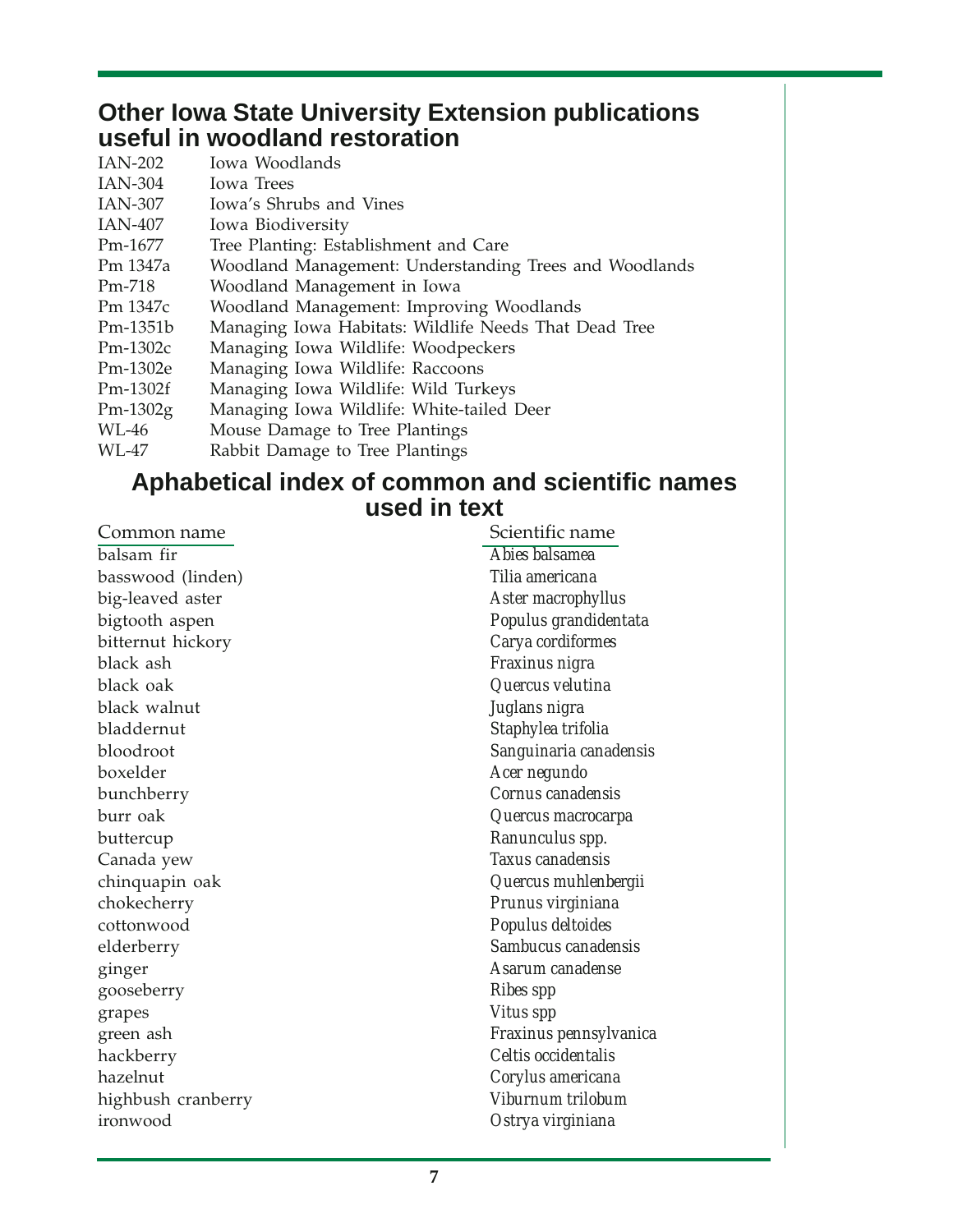## Other Iowa State University Extension publications useful in woodland restoration

| | |
|---|---|
| IAN-202 | Iowa Woodlands |
| IAN-304 | Iowa Trees |
| IAN-307 | Iowa's Shrubs and Vines |
| IAN-407 | Iowa Biodiversity |
| Pm-1677 | Tree Planting: Establishment and Care |
| Pm 1347a | Woodland Management: Understanding Trees and Woodlands |
| Pm-718 | Woodland Management in Iowa |
| Pm 1347c | Woodland Management: Improving Woodlands |
| Pm-1351b | Managing Iowa Habitats: Wildlife Needs That Dead Tree |
| Pm-1302c | Managing Iowa Wildlife: Woodpeckers |
| Pm-1302e | Managing Iowa Wildlife: Raccoons |
| Pm-1302f | Managing Iowa Wildlife: Wild Turkeys |
| Pm-1302g | Managing Iowa Wildlife: White-tailed Deer |
| WL-46 | Mouse Damage to Tree Plantings |
| WL-47 | Rabbit Damage to Tree Plantings |

## Aphabetical index of common and scientific names used in text

| Common name | Scientific name |
|---|---|
| balsam fir | *Abies balsamea* |
| basswood (linden) | *Tilia americana* |
| big-leaved aster | *Aster macrophyllus* |
| bigtooth aspen | *Populus grandidentata* |
| bitternut hickory | *Carya cordiformes* |
| black ash | *Fraxinus nigra* |
| black oak | *Quercus velutina* |
| black walnut | *Juglans nigra* |
| bladdernut | *Staphylea trifolia* |
| bloodroot | *Sanguinaria canadensis* |
| boxelder | *Acer negundo* |
| bunchberry | *Cornus canadensis* |
| burr oak | *Quercus macrocarpa* |
| buttercup | *Ranunculus spp.* |
| Canada yew | *Taxus canadensis* |
| chinquapin oak | *Quercus muhlenbergii* |
| chokecherry | *Prunus virginiana* |
| cottonwood | *Populus deltoides* |
| elderberry | *Sambucus canadensis* |
| ginger | *Asarum canadense* |
| gooseberry | *Ribes spp* |
| grapes | *Vitus spp* |
| green ash | *Fraxinus pennsylvanica* |
| hackberry | *Celtis occidentalis* |
| hazelnut | *Corylus americana* |
| highbush cranberry | *Viburnum trilobum* |
| ironwood | *Ostrya virginiana* |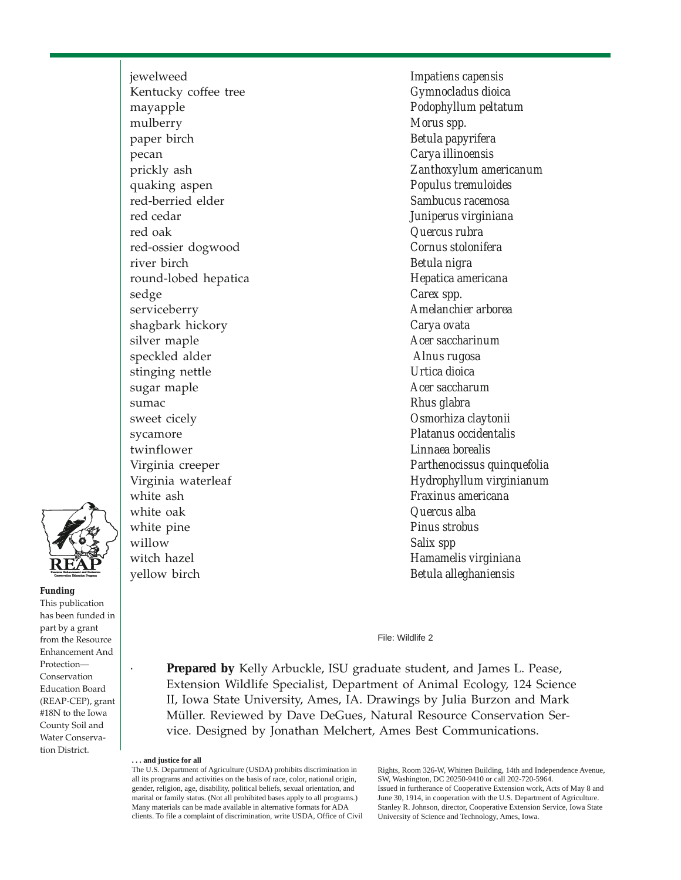| | |
|---|---|
| jewelweed | *Impatiens capensis* |
| Kentucky coffee tree | *Gymnocladus dioica* |
| mayapple | *Podophyllum peltatum* |
| mulberry | *Morus spp.* |
| paper birch | *Betula papyrifera* |
| pecan | *Carya illinoensis* |
| prickly ash | *Zanthoxylum americanum* |
| quaking aspen | *Populus tremuloides* |
| red-berried elder | *Sambucus racemosa* |
| red cedar | *Juniperus virginiana* |
| red oak | *Quercus rubra* |
| red-ossier dogwood | *Cornus stolonifera* |
| river birch | *Betula nigra* |
| round-lobed hepatica | *Hepatica americana* |
| sedge | *Carex spp.* |
| serviceberry | *Amelanchier arborea* |
| shagbark hickory | *Carya ovata* |
| silver maple | *Acer saccharinum* |
| speckled alder | *Alnus rugosa* |
| stinging nettle | *Urtica dioica* |
| sugar maple | *Acer saccharum* |
| sumac | *Rhus glabra* |
| sweet cicely | *Osmorhiza claytonii* |
| sycamore | *Platanus occidentalis* |
| twinflower | *Linnaea borealis* |
| Virginia creeper | *Parthenocissus quinquefolia* |
| Virginia waterleaf | *Hydrophyllum virginianum* |
| white ash | *Fraxinus americana* |
| white oak | *Quercus alba* |
| white pine | *Pinus strobus* |
| willow | *Salix spp* |
| witch hazel | *Hamamelis virginiana* |
| yellow birch | *Betula alleghaniensis* |

REAP

Resource Enhancement and Protection Conservation Education Program

**Funding**

This publication has been funded in part by a grant from the Resource Enhancement And Protection—Conservation Education Board (REAP-CEP), grant #18N to the Iowa County Soil and Water Conservation District.

File: Wildlife 2

**Prepared by** Kelly Arbuckle, ISU graduate student, and James L. Pease, Extension Wildlife Specialist, Department of Animal Ecology, 124 Science II, Iowa State University, Ames, IA. Drawings by Julia Burzon and Mark Müller. Reviewed by Dave DeGues, Natural Resource Conservation Service. Designed by Jonathan Melchert, Ames Best Communications.

**. . . and justice for all**

The U.S. Department of Agriculture (USDA) prohibits discrimination in all its programs and activities on the basis of race, color, national origin, gender, religion, age, disability, political beliefs, sexual orientation, and marital or family status. (Not all prohibited bases apply to all programs.) Many materials can be made available in alternative formats for ADA clients. To file a complaint of discrimination, write USDA, Office of Civil Rights, Room 326-W, Whitten Building, 14th and Independence Avenue, SW, Washington, DC 20250-9410 or call 202-720-5964.

Issued in furtherance of Cooperative Extension work, Acts of May 8 and June 30, 1914, in cooperation with the U.S. Department of Agriculture. Stanley R. Johnson, director, Cooperative Extension Service, Iowa State University of Science and Technology, Ames, Iowa.